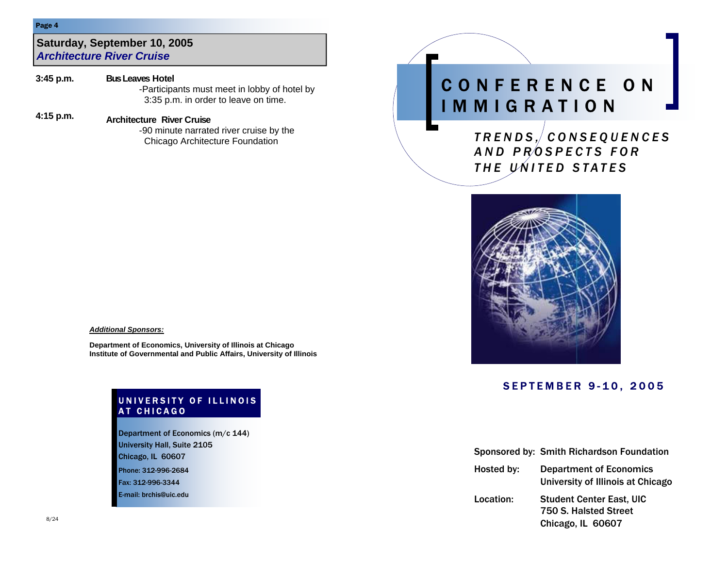## Saturday, September 10, 2005
### *Architecture River Cruise*

**3:45 p.m.** — **Bus Leaves Hotel**

-Participants must meet in lobby of hotel by 3:35 p.m. in order to leave on time.

**4:15 p.m.** — **Architecture River Cruise**

-90 minute narrated river cruise by the Chicago Architecture Foundation

***Additional Sponsors:***

**Department of Economics, University of Illinois at Chicago**
**Institute of Governmental and Public Affairs, University of Illinois**

**UNIVERSITY OF ILLINOIS AT CHICAGO**

Department of Economics (m/c 144)
University Hall, Suite 2105
Chicago, IL 60607
Phone: 312-996-2684
Fax: 312-996-3344
E-mail: brchis@uic.edu

8/24

# CONFERENCE ON IMMIGRATION

## *TRENDS, CONSEQUENCES AND PROSPECTS FOR THE UNITED STATES*

**SEPTEMBER 9-10, 2005**

| | |
|---|---|
| Sponsored by: | Smith Richardson Foundation |
| Hosted by: | Department of Economics<br>University of Illinois at Chicago |
| Location: | Student Center East, UIC<br>750 S. Halsted Street<br>Chicago, IL 60607 |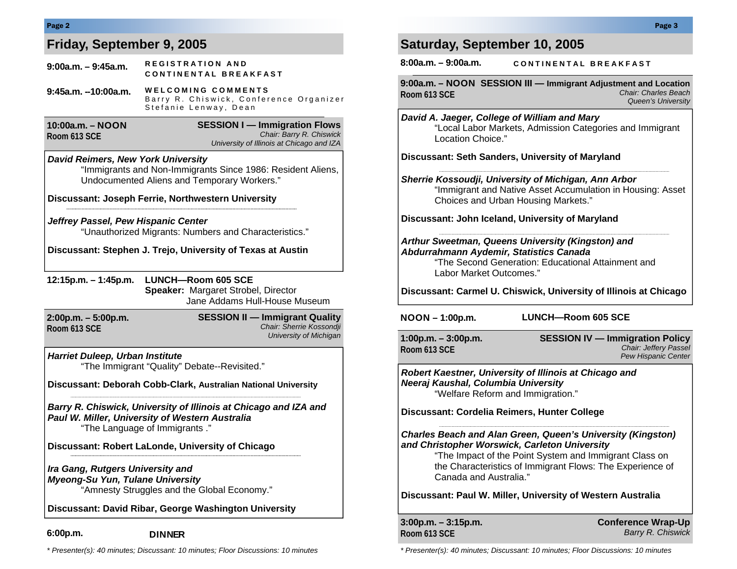## Friday, September 9, 2005

**9:00a.m. – 9:45a.m.** REGISTRATION AND CONTINENTAL BREAKFAST

**9:45a.m. --10:00a.m.** WELCOMING COMMENTS
Barry R. Chiswick, Conference Organizer
Stefanie Lenway, Dean

**10:00a.m. – NOON**
**Room 613 SCE**

**SESSION I — Immigration Flows**
*Chair: Barry R. Chiswick*
*University of Illinois at Chicago and IZA*

***David Reimers, New York University***
"Immigrants and Non-Immigrants Since 1986: Resident Aliens, Undocumented Aliens and Temporary Workers."

**Discussant: Joseph Ferrie, Northwestern University**

***Jeffrey Passel, Pew Hispanic Center***
"Unauthorized Migrants: Numbers and Characteristics."

**Discussant: Stephen J. Trejo, University of Texas at Austin**

**12:15p.m. – 1:45p.m.** **LUNCH—Room 605 SCE**
**Speaker:** Margaret Strobel, Director
Jane Addams Hull-House Museum

**2:00p.m. – 5:00p.m.**
**Room 613 SCE**

**SESSION II — Immigrant Quality**
*Chair: Sherrie Kossondji*
*University of Michigan*

***Harriet Duleep, Urban Institute***
"The Immigrant "Quality" Debate--Revisited."

**Discussant: Deborah Cobb-Clark, Australian National University**

***Barry R. Chiswick, University of Illinois at Chicago and IZA and Paul W. Miller, University of Western Australia***
"The Language of Immigrants ."

**Discussant: Robert LaLonde, University of Chicago**

***Ira Gang, Rutgers University and Myeong-Su Yun, Tulane University***
"Amnesty Struggles and the Global Economy."

**Discussant: David Ribar, George Washington University**

**6:00p.m.** **DINNER**

*\* Presenter(s): 40 minutes; Discussant: 10 minutes; Floor Discussions: 10 minutes*

## Saturday, September 10, 2005

**8:00a.m. – 9:00a.m.** CONTINENTAL BREAKFAST

**9:00a.m. – NOON**
**Room 613 SCE**

**SESSION III — Immigrant Adjustment and Location**
*Chair: Charles Beach*
*Queen's University*

***David A. Jaeger, College of William and Mary***
"Local Labor Markets, Admission Categories and Immigrant Location Choice."

**Discussant: Seth Sanders, University of Maryland**

***Sherrie Kossoudji, University of Michigan, Ann Arbor***
"Immigrant and Native Asset Accumulation in Housing: Asset Choices and Urban Housing Markets."

**Discussant: John Iceland, University of Maryland**

***Arthur Sweetman, Queens University (Kingston) and Abdurrahmann Aydemir, Statistics Canada***
"The Second Generation: Educational Attainment and Labor Market Outcomes."

**Discussant: Carmel U. Chiswick, University of Illinois at Chicago**

**NOON – 1:00p.m.** **LUNCH—Room 605 SCE**

**1:00p.m. – 3:00p.m.**
**Room 613 SCE**

**SESSION IV — Immigration Policy**
*Chair: Jeffery Passel*
*Pew Hispanic Center*

***Robert Kaestner, University of Illinois at Chicago and Neeraj Kaushal, Columbia University***
"Welfare Reform and Immigration."

**Discussant: Cordelia Reimers, Hunter College**

***Charles Beach and Alan Green, Queen's University (Kingston) and Christopher Worswick, Carleton University***
"The Impact of the Point System and Immigrant Class on the Characteristics of Immigrant Flows: The Experience of Canada and Australia."

**Discussant: Paul W. Miller, University of Western Australia**

**3:00p.m. – 3:15p.m.**
**Room 613 SCE**

**Conference Wrap-Up**
*Barry R. Chiswick*

*\* Presenter(s): 40 minutes; Discussant: 10 minutes; Floor Discussions: 10 minutes*